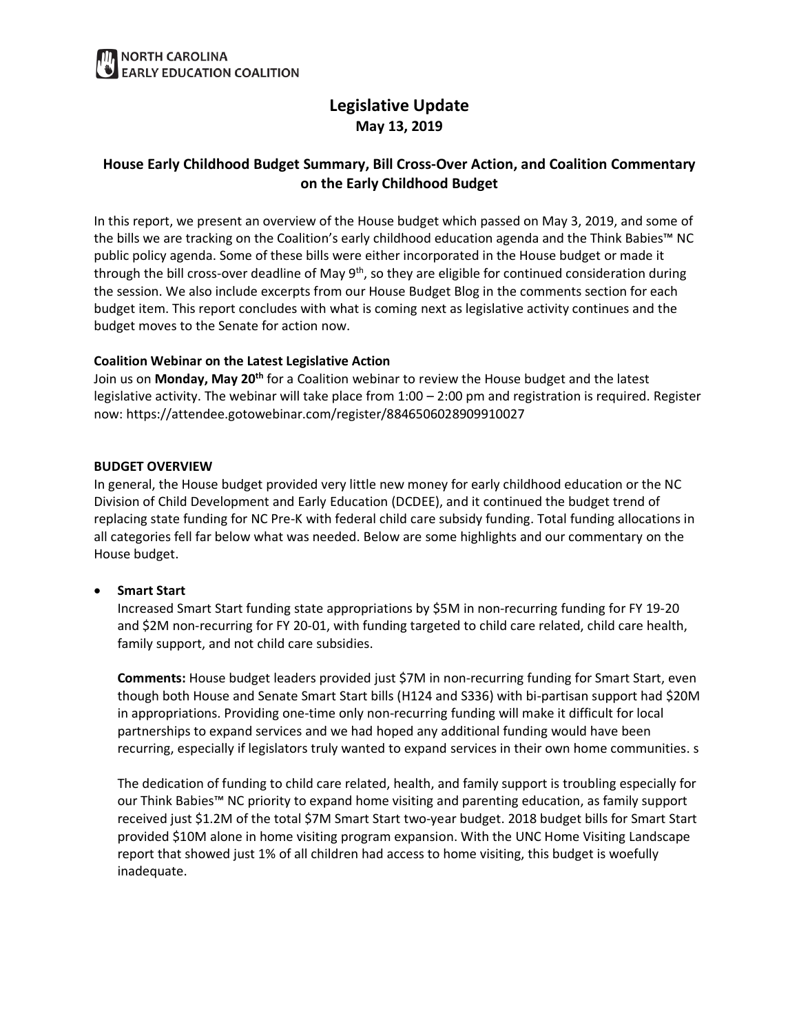NORTH CAROLINA
EARLY EDUCATION COALITION

# Legislative Update

**May 13, 2019**

## House Early Childhood Budget Summary, Bill Cross-Over Action, and Coalition Commentary on the Early Childhood Budget

In this report, we present an overview of the House budget which passed on May 3, 2019, and some of the bills we are tracking on the Coalition's early childhood education agenda and the Think Babies™ NC public policy agenda. Some of these bills were either incorporated in the House budget or made it through the bill cross-over deadline of May 9th, so they are eligible for continued consideration during the session. We also include excerpts from our House Budget Blog in the comments section for each budget item. This report concludes with what is coming next as legislative activity continues and the budget moves to the Senate for action now.

**Coalition Webinar on the Latest Legislative Action**

Join us on **Monday, May 20th** for a Coalition webinar to review the House budget and the latest legislative activity. The webinar will take place from 1:00 – 2:00 pm and registration is required. Register now: https://attendee.gotowebinar.com/register/8846506028909910027

**BUDGET OVERVIEW**

In general, the House budget provided very little new money for early childhood education or the NC Division of Child Development and Early Education (DCDEE), and it continued the budget trend of replacing state funding for NC Pre-K with federal child care subsidy funding. Total funding allocations in all categories fell far below what was needed. Below are some highlights and our commentary on the House budget.

- **Smart Start**

  Increased Smart Start funding state appropriations by $5M in non-recurring funding for FY 19-20 and $2M non-recurring for FY 20-01, with funding targeted to child care related, child care health, family support, and not child care subsidies.

  **Comments:** House budget leaders provided just $7M in non-recurring funding for Smart Start, even though both House and Senate Smart Start bills (H124 and S336) with bi-partisan support had $20M in appropriations. Providing one-time only non-recurring funding will make it difficult for local partnerships to expand services and we had hoped any additional funding would have been recurring, especially if legislators truly wanted to expand services in their own home communities. s

  The dedication of funding to child care related, health, and family support is troubling especially for our Think Babies™ NC priority to expand home visiting and parenting education, as family support received just $1.2M of the total $7M Smart Start two-year budget. 2018 budget bills for Smart Start provided $10M alone in home visiting program expansion. With the UNC Home Visiting Landscape report that showed just 1% of all children had access to home visiting, this budget is woefully inadequate.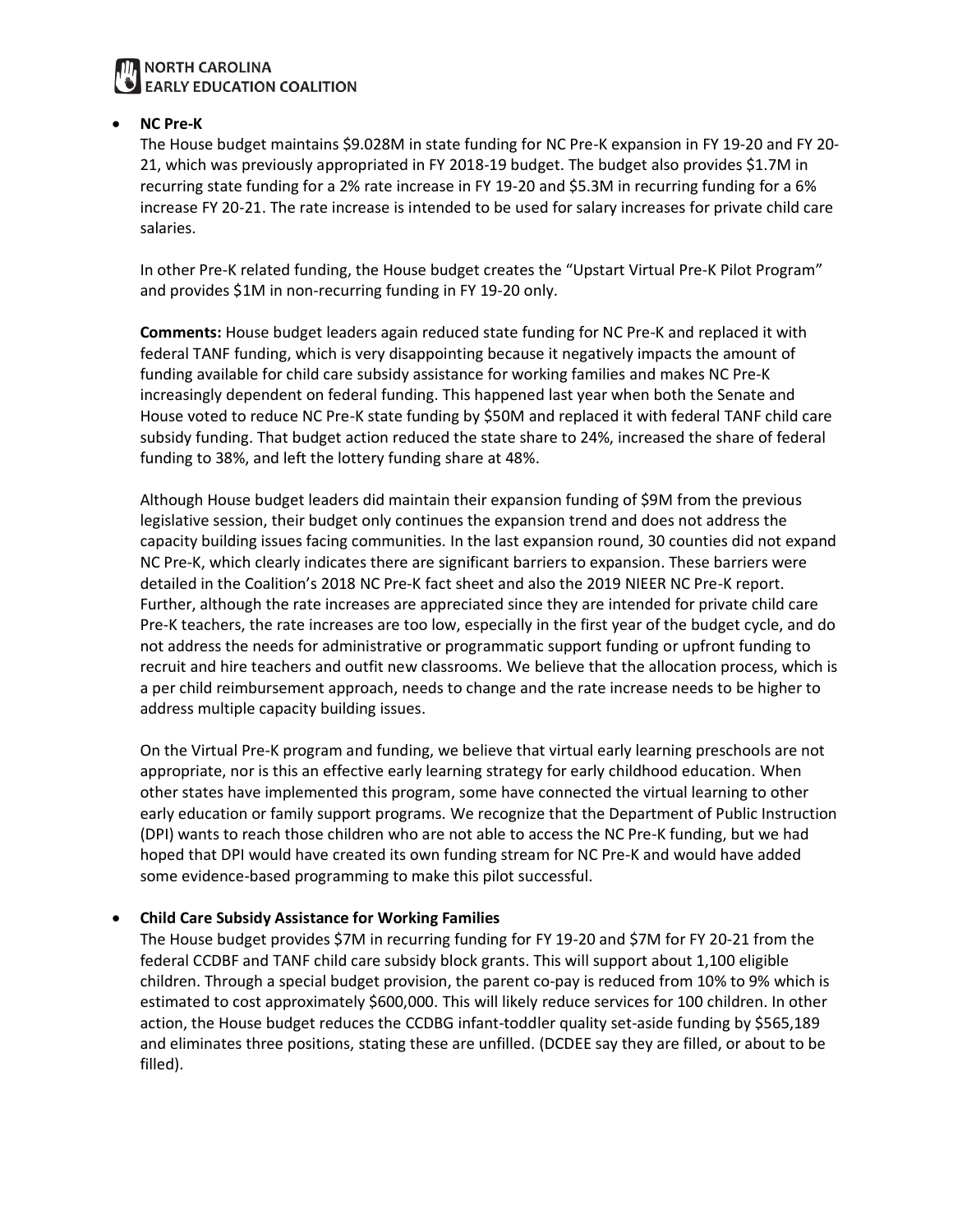- **NC Pre-K**

  The House budget maintains $9.028M in state funding for NC Pre-K expansion in FY 19-20 and FY 20-21, which was previously appropriated in FY 2018-19 budget. The budget also provides $1.7M in recurring state funding for a 2% rate increase in FY 19-20 and $5.3M in recurring funding for a 6% increase FY 20-21. The rate increase is intended to be used for salary increases for private child care salaries.

  In other Pre-K related funding, the House budget creates the "Upstart Virtual Pre-K Pilot Program" and provides $1M in non-recurring funding in FY 19-20 only.

  **Comments:** House budget leaders again reduced state funding for NC Pre-K and replaced it with federal TANF funding, which is very disappointing because it negatively impacts the amount of funding available for child care subsidy assistance for working families and makes NC Pre-K increasingly dependent on federal funding. This happened last year when both the Senate and House voted to reduce NC Pre-K state funding by $50M and replaced it with federal TANF child care subsidy funding. That budget action reduced the state share to 24%, increased the share of federal funding to 38%, and left the lottery funding share at 48%.

  Although House budget leaders did maintain their expansion funding of $9M from the previous legislative session, their budget only continues the expansion trend and does not address the capacity building issues facing communities. In the last expansion round, 30 counties did not expand NC Pre-K, which clearly indicates there are significant barriers to expansion. These barriers were detailed in the Coalition's 2018 NC Pre-K fact sheet and also the 2019 NIEER NC Pre-K report. Further, although the rate increases are appreciated since they are intended for private child care Pre-K teachers, the rate increases are too low, especially in the first year of the budget cycle, and do not address the needs for administrative or programmatic support funding or upfront funding to recruit and hire teachers and outfit new classrooms. We believe that the allocation process, which is a per child reimbursement approach, needs to change and the rate increase needs to be higher to address multiple capacity building issues.

  On the Virtual Pre-K program and funding, we believe that virtual early learning preschools are not appropriate, nor is this an effective early learning strategy for early childhood education. When other states have implemented this program, some have connected the virtual learning to other early education or family support programs. We recognize that the Department of Public Instruction (DPI) wants to reach those children who are not able to access the NC Pre-K funding, but we had hoped that DPI would have created its own funding stream for NC Pre-K and would have added some evidence-based programming to make this pilot successful.

- **Child Care Subsidy Assistance for Working Families**

  The House budget provides $7M in recurring funding for FY 19-20 and $7M for FY 20-21 from the federal CCDBF and TANF child care subsidy block grants. This will support about 1,100 eligible children. Through a special budget provision, the parent co-pay is reduced from 10% to 9% which is estimated to cost approximately $600,000. This will likely reduce services for 100 children. In other action, the House budget reduces the CCDBG infant-toddler quality set-aside funding by $565,189 and eliminates three positions, stating these are unfilled. (DCDEE say they are filled, or about to be filled).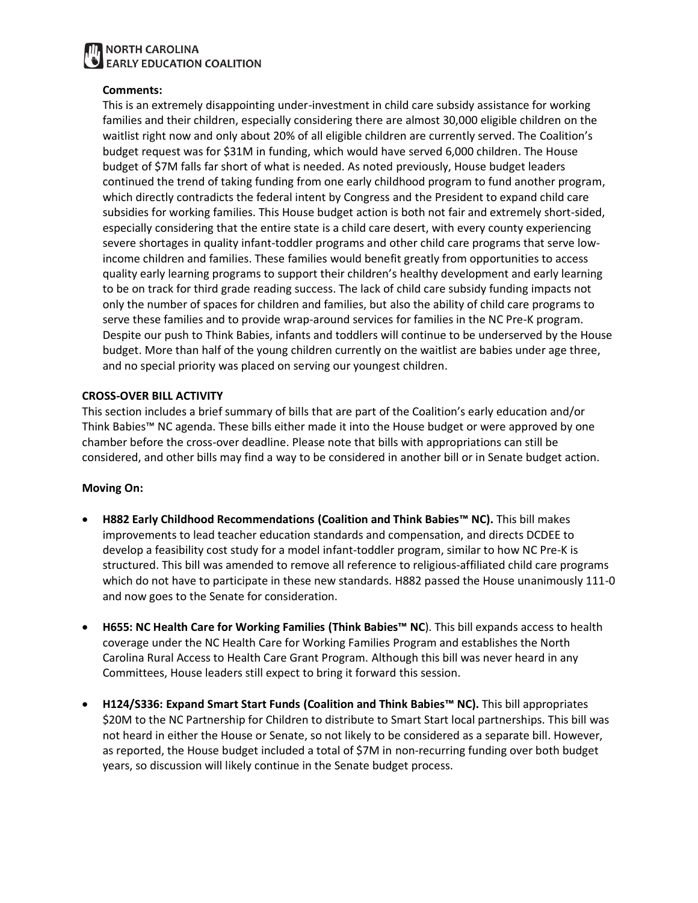**Comments:**

This is an extremely disappointing under-investment in child care subsidy assistance for working families and their children, especially considering there are almost 30,000 eligible children on the waitlist right now and only about 20% of all eligible children are currently served. The Coalition's budget request was for $31M in funding, which would have served 6,000 children. The House budget of $7M falls far short of what is needed. As noted previously, House budget leaders continued the trend of taking funding from one early childhood program to fund another program, which directly contradicts the federal intent by Congress and the President to expand child care subsidies for working families. This House budget action is both not fair and extremely short-sided, especially considering that the entire state is a child care desert, with every county experiencing severe shortages in quality infant-toddler programs and other child care programs that serve low-income children and families. These families would benefit greatly from opportunities to access quality early learning programs to support their children's healthy development and early learning to be on track for third grade reading success. The lack of child care subsidy funding impacts not only the number of spaces for children and families, but also the ability of child care programs to serve these families and to provide wrap-around services for families in the NC Pre-K program. Despite our push to Think Babies, infants and toddlers will continue to be underserved by the House budget. More than half of the young children currently on the waitlist are babies under age three, and no special priority was placed on serving our youngest children.

**CROSS-OVER BILL ACTIVITY**

This section includes a brief summary of bills that are part of the Coalition's early education and/or Think Babies™ NC agenda. These bills either made it into the House budget or were approved by one chamber before the cross-over deadline. Please note that bills with appropriations can still be considered, and other bills may find a way to be considered in another bill or in Senate budget action.

**Moving On:**

- **H882 Early Childhood Recommendations (Coalition and Think Babies™ NC).** This bill makes improvements to lead teacher education standards and compensation, and directs DCDEE to develop a feasibility cost study for a model infant-toddler program, similar to how NC Pre-K is structured. This bill was amended to remove all reference to religious-affiliated child care programs which do not have to participate in these new standards. H882 passed the House unanimously 111-0 and now goes to the Senate for consideration.

- **H655: NC Health Care for Working Families (Think Babies™ NC**). This bill expands access to health coverage under the NC Health Care for Working Families Program and establishes the North Carolina Rural Access to Health Care Grant Program. Although this bill was never heard in any Committees, House leaders still expect to bring it forward this session.

- **H124/S336: Expand Smart Start Funds (Coalition and Think Babies™ NC).** This bill appropriates $20M to the NC Partnership for Children to distribute to Smart Start local partnerships. This bill was not heard in either the House or Senate, so not likely to be considered as a separate bill. However, as reported, the House budget included a total of $7M in non-recurring funding over both budget years, so discussion will likely continue in the Senate budget process.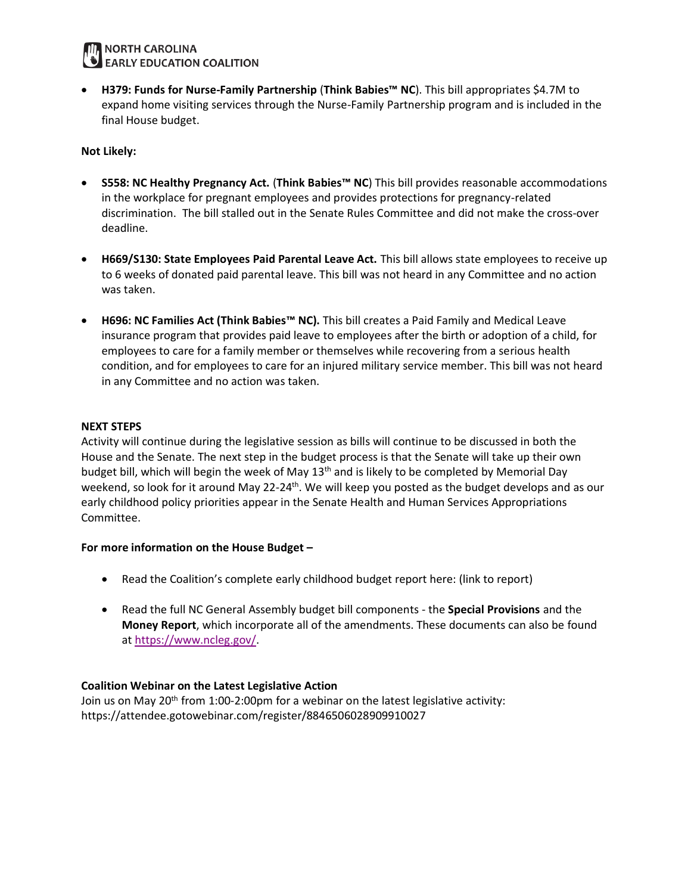- **H379: Funds for Nurse-Family Partnership** (**Think Babies™ NC**). This bill appropriates $4.7M to expand home visiting services through the Nurse-Family Partnership program and is included in the final House budget.

**Not Likely:**

- **S558: NC Healthy Pregnancy Act.** (**Think Babies™ NC**) This bill provides reasonable accommodations in the workplace for pregnant employees and provides protections for pregnancy-related discrimination. The bill stalled out in the Senate Rules Committee and did not make the cross-over deadline.

- **H669/S130: State Employees Paid Parental Leave Act.** This bill allows state employees to receive up to 6 weeks of donated paid parental leave. This bill was not heard in any Committee and no action was taken.

- **H696: NC Families Act (Think Babies™ NC).** This bill creates a Paid Family and Medical Leave insurance program that provides paid leave to employees after the birth or adoption of a child, for employees to care for a family member or themselves while recovering from a serious health condition, and for employees to care for an injured military service member. This bill was not heard in any Committee and no action was taken.

**NEXT STEPS**

Activity will continue during the legislative session as bills will continue to be discussed in both the House and the Senate. The next step in the budget process is that the Senate will take up their own budget bill, which will begin the week of May 13th and is likely to be completed by Memorial Day weekend, so look for it around May 22-24th. We will keep you posted as the budget develops and as our early childhood policy priorities appear in the Senate Health and Human Services Appropriations Committee.

**For more information on the House Budget –**

- Read the Coalition's complete early childhood budget report here: (link to report)

- Read the full NC General Assembly budget bill components - the **Special Provisions** and the **Money Report**, which incorporate all of the amendments. These documents can also be found at https://www.ncleg.gov/.

**Coalition Webinar on the Latest Legislative Action**

Join us on May 20th from 1:00-2:00pm for a webinar on the latest legislative activity: https://attendee.gotowebinar.com/register/8846506028909910027